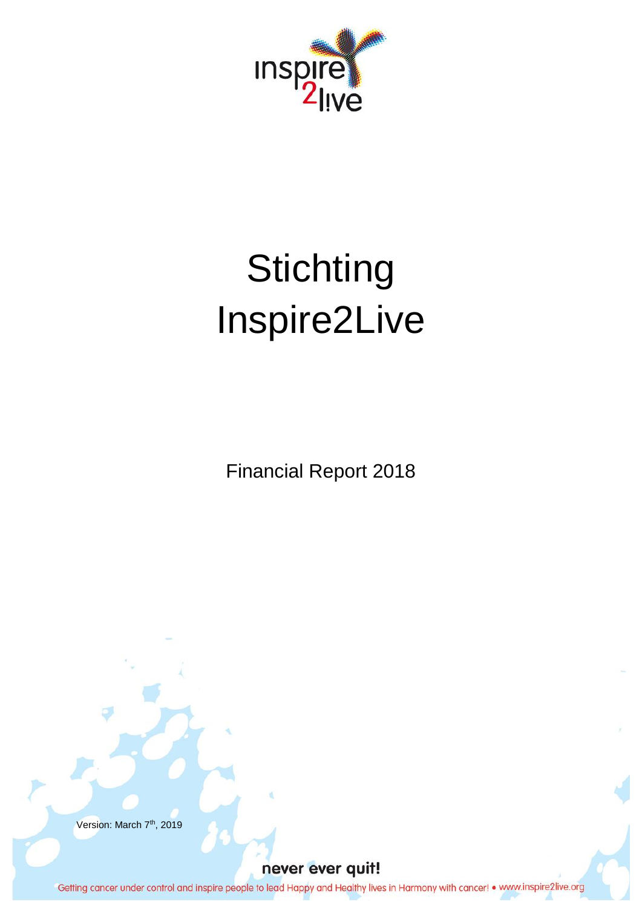# Stichting Inspire2Live

Financial Report 2018

Version: March 7th, 2019

never ever quit!

Getting cancer under control and inspire people to lead Happy and Healthy lives in Harmony with cancer! • www.inspire2live.org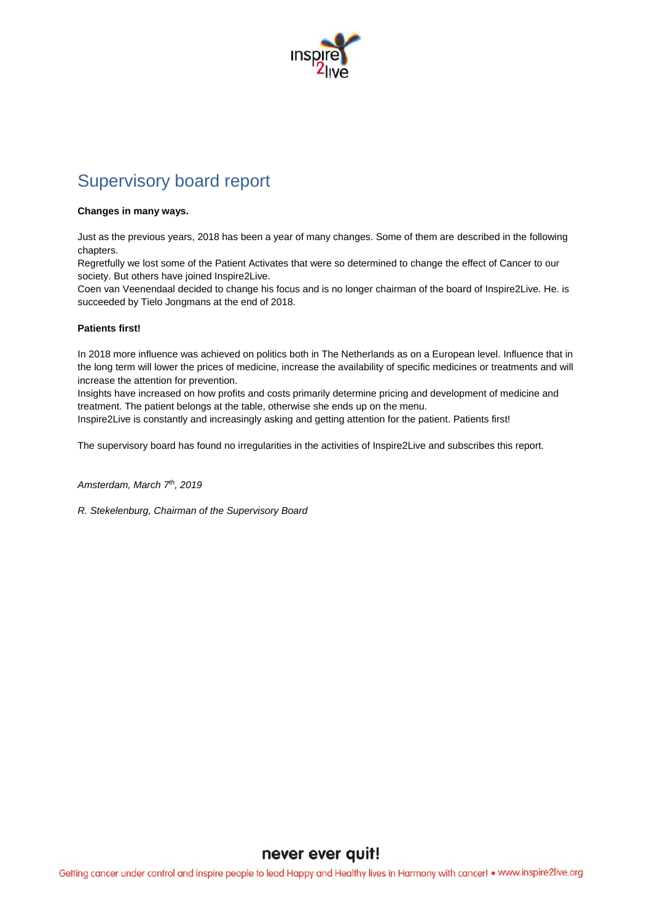# Supervisory board report

**Changes in many ways.**

Just as the previous years, 2018 has been a year of many changes. Some of them are described in the following chapters.
Regretfully we lost some of the Patient Activates that were so determined to change the effect of Cancer to our society. But others have joined Inspire2Live.
Coen van Veenendaal decided to change his focus and is no longer chairman of the board of Inspire2Live. He. is succeeded by Tielo Jongmans at the end of 2018.

**Patients first!**

In 2018 more influence was achieved on politics both in The Netherlands as on a European level. Influence that in the long term will lower the prices of medicine, increase the availability of specific medicines or treatments and will increase the attention for prevention.
Insights have increased on how profits and costs primarily determine pricing and development of medicine and treatment. The patient belongs at the table, otherwise she ends up on the menu.
Inspire2Live is constantly and increasingly asking and getting attention for the patient. Patients first!

The supervisory board has found no irregularities in the activities of Inspire2Live and subscribes this report.

*Amsterdam, March 7th, 2019*

*R. Stekelenburg, Chairman of the Supervisory Board*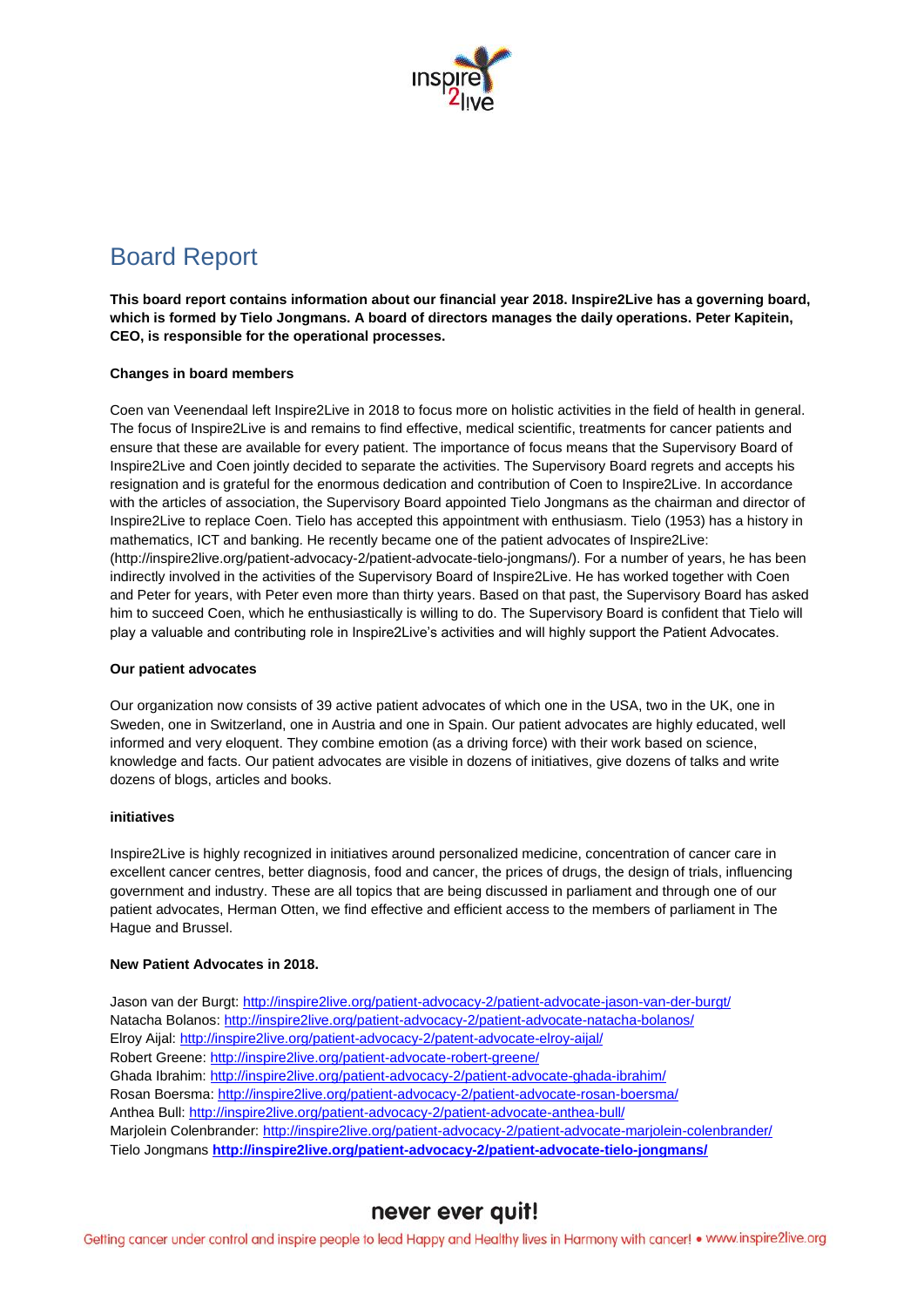# Board Report

**This board report contains information about our financial year 2018. Inspire2Live has a governing board, which is formed by Tielo Jongmans. A board of directors manages the daily operations. Peter Kapitein, CEO, is responsible for the operational processes.**

**Changes in board members**

Coen van Veenendaal left Inspire2Live in 2018 to focus more on holistic activities in the field of health in general. The focus of Inspire2Live is and remains to find effective, medical scientific, treatments for cancer patients and ensure that these are available for every patient. The importance of focus means that the Supervisory Board of Inspire2Live and Coen jointly decided to separate the activities. The Supervisory Board regrets and accepts his resignation and is grateful for the enormous dedication and contribution of Coen to Inspire2Live. In accordance with the articles of association, the Supervisory Board appointed Tielo Jongmans as the chairman and director of Inspire2Live to replace Coen. Tielo has accepted this appointment with enthusiasm. Tielo (1953) has a history in mathematics, ICT and banking. He recently became one of the patient advocates of Inspire2Live: (http://inspire2live.org/patient-advocacy-2/patient-advocate-tielo-jongmans/). For a number of years, he has been indirectly involved in the activities of the Supervisory Board of Inspire2Live. He has worked together with Coen and Peter for years, with Peter even more than thirty years. Based on that past, the Supervisory Board has asked him to succeed Coen, which he enthusiastically is willing to do. The Supervisory Board is confident that Tielo will play a valuable and contributing role in Inspire2Live's activities and will highly support the Patient Advocates.

**Our patient advocates**

Our organization now consists of 39 active patient advocates of which one in the USA, two in the UK, one in Sweden, one in Switzerland, one in Austria and one in Spain. Our patient advocates are highly educated, well informed and very eloquent. They combine emotion (as a driving force) with their work based on science, knowledge and facts. Our patient advocates are visible in dozens of initiatives, give dozens of talks and write dozens of blogs, articles and books.

**initiatives**

Inspire2Live is highly recognized in initiatives around personalized medicine, concentration of cancer care in excellent cancer centres, better diagnosis, food and cancer, the prices of drugs, the design of trials, influencing government and industry. These are all topics that are being discussed in parliament and through one of our patient advocates, Herman Otten, we find effective and efficient access to the members of parliament in The Hague and Brussel.

**New Patient Advocates in 2018.**

Jason van der Burgt: http://inspire2live.org/patient-advocacy-2/patient-advocate-jason-van-der-burgt/
Natacha Bolanos: http://inspire2live.org/patient-advocacy-2/patient-advocate-natacha-bolanos/
Elroy Aijal: http://inspire2live.org/patient-advocacy-2/patent-advocate-elroy-aijal/
Robert Greene: http://inspire2live.org/patient-advocate-robert-greene/
Ghada Ibrahim: http://inspire2live.org/patient-advocacy-2/patient-advocate-ghada-ibrahim/
Rosan Boersma: http://inspire2live.org/patient-advocacy-2/patient-advocate-rosan-boersma/
Anthea Bull: http://inspire2live.org/patient-advocacy-2/patient-advocate-anthea-bull/
Marjolein Colenbrander: http://inspire2live.org/patient-advocacy-2/patient-advocate-marjolein-colenbrander/
Tielo Jongmans **http://inspire2live.org/patient-advocacy-2/patient-advocate-tielo-jongmans/**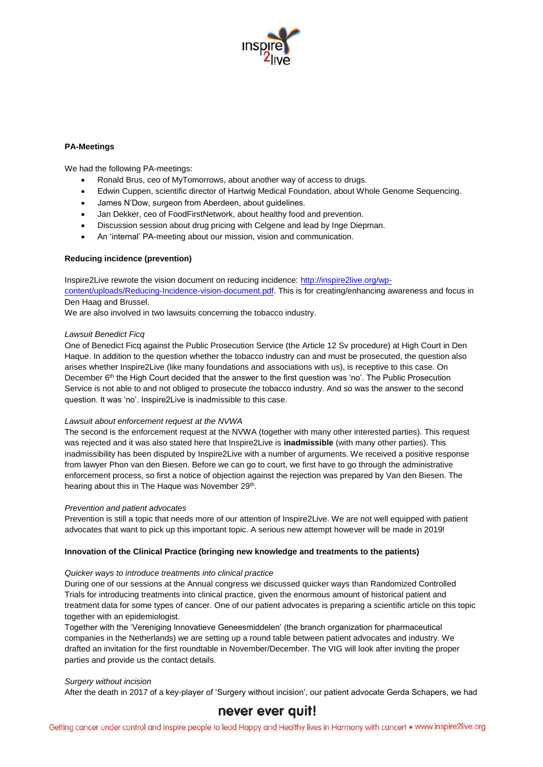**PA-Meetings**

We had the following PA-meetings:

- Ronald Brus, ceo of MyTomorrows, about another way of access to drugs.
- Edwin Cuppen, scientific director of Hartwig Medical Foundation, about Whole Genome Sequencing.
- James N'Dow, surgeon from Aberdeen, about guidelines.
- Jan Dekker, ceo of FoodFirstNetwork, about healthy food and prevention.
- Discussion session about drug pricing with Celgene and lead by Inge Diepman.
- An 'internal' PA-meeting about our mission, vision and communication.

**Reducing incidence (prevention)**

Inspire2Live rewrote the vision document on reducing incidence: [http://inspire2live.org/wp-content/uploads/Reducing-Incidence-vision-document.pdf](http://inspire2live.org/wp-content/uploads/Reducing-Incidence-vision-document.pdf). This is for creating/enhancing awareness and focus in Den Haag and Brussel.
We are also involved in two lawsuits concerning the tobacco industry.

*Lawsuit Benedict Ficq*
One of Benedict Ficq against the Public Prosecution Service (the Article 12 Sv procedure) at High Court in Den Haque. In addition to the question whether the tobacco industry can and must be prosecuted, the question also arises whether Inspire2Live (like many foundations and associations with us), is receptive to this case. On December 6th the High Court decided that the answer to the first question was 'no'. The Public Prosecution Service is not able to and not obliged to prosecute the tobacco industry. And so was the answer to the second question. It was 'no'. Inspire2Live is inadmissible to this case.

*Lawsuit about enforcement request at the NVWA*
The second is the enforcement request at the NVWA (together with many other interested parties). This request was rejected and it was also stated here that Inspire2Live is **inadmissible** (with many other parties). This inadmissibility has been disputed by Inspire2Live with a number of arguments. We received a positive response from lawyer Phon van den Biesen. Before we can go to court, we first have to go through the administrative enforcement process, so first a notice of objection against the rejection was prepared by Van den Biesen. The hearing about this in The Haque was November 29th.

*Prevention and patient advocates*
Prevention is still a topic that needs more of our attention of Inspire2Live. We are not well equipped with patient advocates that want to pick up this important topic. A serious new attempt however will be made in 2019!

**Innovation of the Clinical Practice (bringing new knowledge and treatments to the patients)**

*Quicker ways to introduce treatments into clinical practice*
During one of our sessions at the Annual congress we discussed quicker ways than Randomized Controlled Trials for introducing treatments into clinical practice, given the enormous amount of historical patient and treatment data for some types of cancer. One of our patient advocates is preparing a scientific article on this topic together with an epidemiologist.
Together with the 'Vereniging Innovatieve Geneesmiddelen' (the branch organization for pharmaceutical companies in the Netherlands) we are setting up a round table between patient advocates and industry. We drafted an invitation for the first roundtable in November/December. The VIG will look after inviting the proper parties and provide us the contact details.

*Surgery without incision*
After the death in 2017 of a key-player of 'Surgery without incision', our patient advocate Gerda Schapers, we had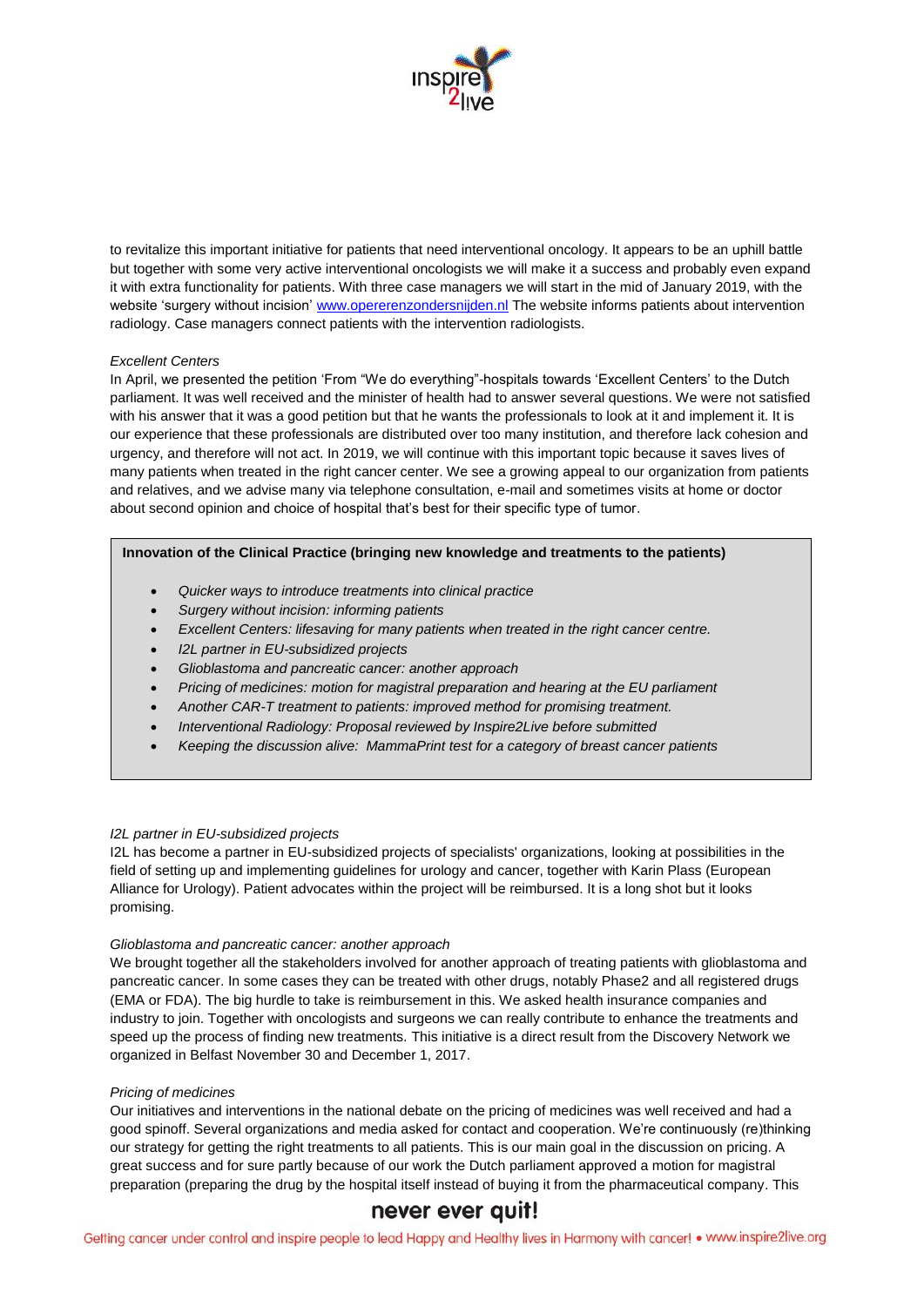to revitalize this important initiative for patients that need interventional oncology. It appears to be an uphill battle but together with some very active interventional oncologists we will make it a success and probably even expand it with extra functionality for patients. With three case managers we will start in the mid of January 2019, with the website 'surgery without incision' [www.opererenzondersnijden.nl](http://www.opererenzondersnijden.nl) The website informs patients about intervention radiology. Case managers connect patients with the intervention radiologists.

*Excellent Centers*

In April, we presented the petition 'From "We do everything"-hospitals towards 'Excellent Centers' to the Dutch parliament. It was well received and the minister of health had to answer several questions. We were not satisfied with his answer that it was a good petition but that he wants the professionals to look at it and implement it. It is our experience that these professionals are distributed over too many institution, and therefore lack cohesion and urgency, and therefore will not act. In 2019, we will continue with this important topic because it saves lives of many patients when treated in the right cancer center. We see a growing appeal to our organization from patients and relatives, and we advise many via telephone consultation, e-mail and sometimes visits at home or doctor about second opinion and choice of hospital that's best for their specific type of tumor.

**Innovation of the Clinical Practice (bringing new knowledge and treatments to the patients)**

- *Quicker ways to introduce treatments into clinical practice*
- *Surgery without incision: informing patients*
- *Excellent Centers: lifesaving for many patients when treated in the right cancer centre.*
- *I2L partner in EU-subsidized projects*
- *Glioblastoma and pancreatic cancer: another approach*
- *Pricing of medicines: motion for magistral preparation and hearing at the EU parliament*
- *Another CAR-T treatment to patients: improved method for promising treatment.*
- *Interventional Radiology: Proposal reviewed by Inspire2Live before submitted*
- *Keeping the discussion alive: MammaPrint test for a category of breast cancer patients*

*I2L partner in EU-subsidized projects*

I2L has become a partner in EU-subsidized projects of specialists' organizations, looking at possibilities in the field of setting up and implementing guidelines for urology and cancer, together with Karin Plass (European Alliance for Urology). Patient advocates within the project will be reimbursed. It is a long shot but it looks promising.

*Glioblastoma and pancreatic cancer: another approach*

We brought together all the stakeholders involved for another approach of treating patients with glioblastoma and pancreatic cancer. In some cases they can be treated with other drugs, notably Phase2 and all registered drugs (EMA or FDA). The big hurdle to take is reimbursement in this. We asked health insurance companies and industry to join. Together with oncologists and surgeons we can really contribute to enhance the treatments and speed up the process of finding new treatments. This initiative is a direct result from the Discovery Network we organized in Belfast November 30 and December 1, 2017.

*Pricing of medicines*

Our initiatives and interventions in the national debate on the pricing of medicines was well received and had a good spinoff. Several organizations and media asked for contact and cooperation. We're continuously (re)thinking our strategy for getting the right treatments to all patients. This is our main goal in the discussion on pricing. A great success and for sure partly because of our work the Dutch parliament approved a motion for magistral preparation (preparing the drug by the hospital itself instead of buying it from the pharmaceutical company. This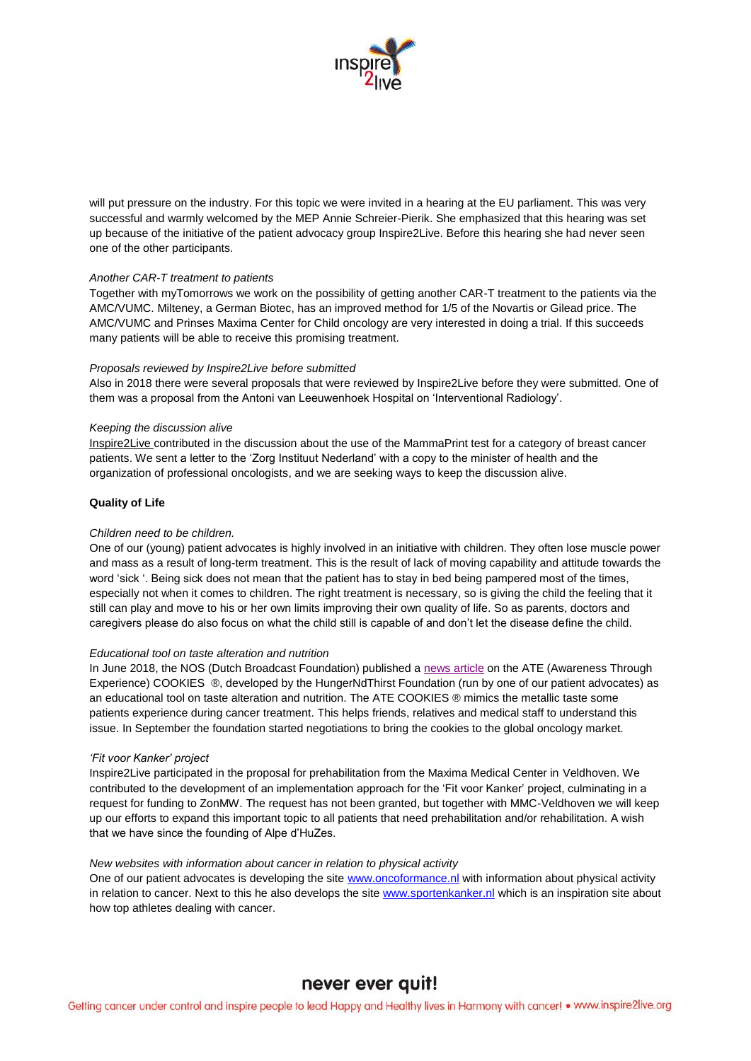will put pressure on the industry. For this topic we were invited in a hearing at the EU parliament. This was very successful and warmly welcomed by the MEP Annie Schreier-Pierik. She emphasized that this hearing was set up because of the initiative of the patient advocacy group Inspire2Live. Before this hearing she had never seen one of the other participants.

*Another CAR-T treatment to patients*

Together with myTomorrows we work on the possibility of getting another CAR-T treatment to the patients via the AMC/VUMC. Milteney, a German Biotec, has an improved method for 1/5 of the Novartis or Gilead price. The AMC/VUMC and Prinses Maxima Center for Child oncology are very interested in doing a trial. If this succeeds many patients will be able to receive this promising treatment.

*Proposals reviewed by Inspire2Live before submitted*

Also in 2018 there were several proposals that were reviewed by Inspire2Live before they were submitted. One of them was a proposal from the Antoni van Leeuwenhoek Hospital on 'Interventional Radiology'.

*Keeping the discussion alive*

Inspire2Live contributed in the discussion about the use of the MammaPrint test for a category of breast cancer patients. We sent a letter to the 'Zorg Instituut Nederland' with a copy to the minister of health and the organization of professional oncologists, and we are seeking ways to keep the discussion alive.

**Quality of Life**

*Children need to be children.*

One of our (young) patient advocates is highly involved in an initiative with children. They often lose muscle power and mass as a result of long-term treatment. This is the result of lack of moving capability and attitude towards the word 'sick '. Being sick does not mean that the patient has to stay in bed being pampered most of the times, especially not when it comes to children. The right treatment is necessary, so is giving the child the feeling that it still can play and move to his or her own limits improving their own quality of life. So as parents, doctors and caregivers please do also focus on what the child still is capable of and don't let the disease define the child.

*Educational tool on taste alteration and nutrition*

In June 2018, the NOS (Dutch Broadcast Foundation) published a news article on the ATE (Awareness Through Experience) COOKIES ®, developed by the HungerNdThirst Foundation (run by one of our patient advocates) as an educational tool on taste alteration and nutrition. The ATE COOKIES ® mimics the metallic taste some patients experience during cancer treatment. This helps friends, relatives and medical staff to understand this issue. In September the foundation started negotiations to bring the cookies to the global oncology market.

*'Fit voor Kanker' project*

Inspire2Live participated in the proposal for prehabilitation from the Maxima Medical Center in Veldhoven. We contributed to the development of an implementation approach for the 'Fit voor Kanker' project, culminating in a request for funding to ZonMW. The request has not been granted, but together with MMC-Veldhoven we will keep up our efforts to expand this important topic to all patients that need prehabilitation and/or rehabilitation. A wish that we have since the founding of Alpe d'HuZes.

*New websites with information about cancer in relation to physical activity*

One of our patient advocates is developing the site www.oncoformance.nl with information about physical activity in relation to cancer. Next to this he also develops the site www.sportenkanker.nl which is an inspiration site about how top athletes dealing with cancer.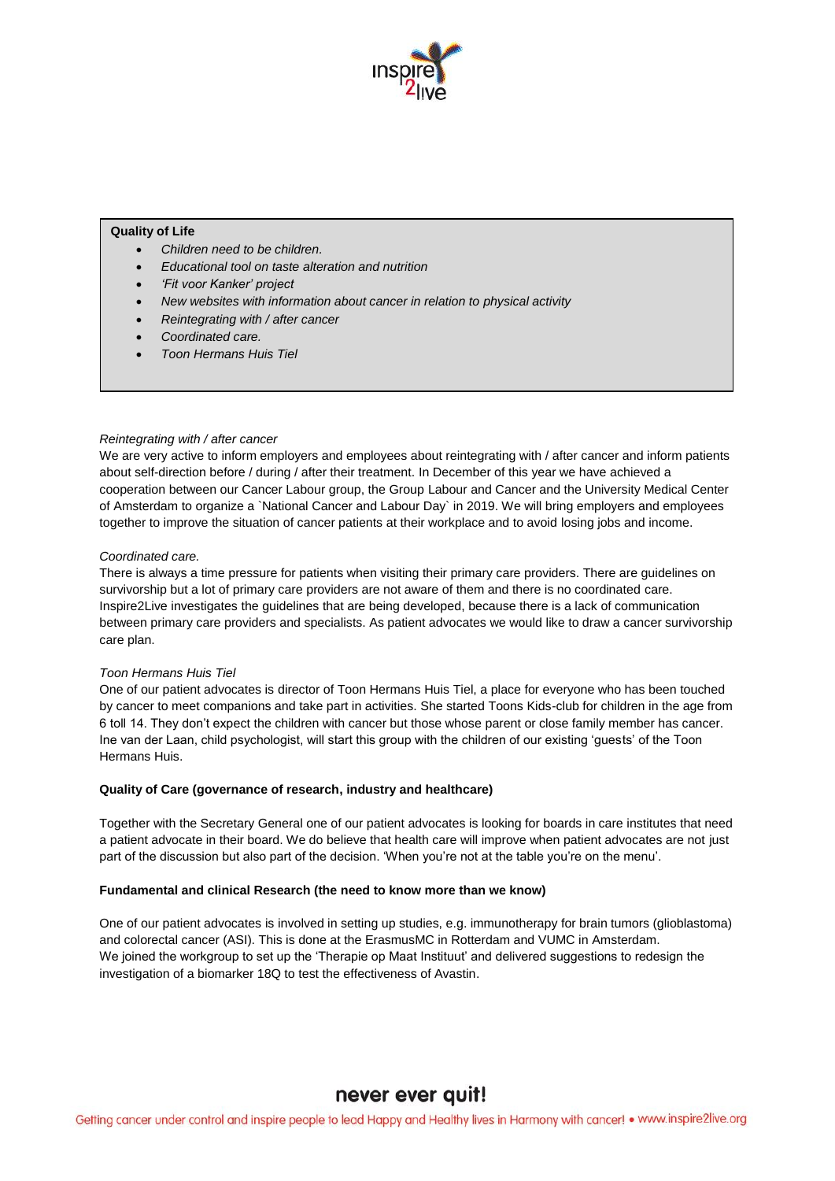**Quality of Life**

- *Children need to be children.*
- *Educational tool on taste alteration and nutrition*
- *'Fit voor Kanker' project*
- *New websites with information about cancer in relation to physical activity*
- *Reintegrating with / after cancer*
- *Coordinated care.*
- *Toon Hermans Huis Tiel*

*Reintegrating with / after cancer*

We are very active to inform employers and employees about reintegrating with / after cancer and inform patients about self-direction before / during / after their treatment. In December of this year we have achieved a cooperation between our Cancer Labour group, the Group Labour and Cancer and the University Medical Center of Amsterdam to organize a `National Cancer and Labour Day` in 2019. We will bring employers and employees together to improve the situation of cancer patients at their workplace and to avoid losing jobs and income.

*Coordinated care.*

There is always a time pressure for patients when visiting their primary care providers. There are guidelines on survivorship but a lot of primary care providers are not aware of them and there is no coordinated care. Inspire2Live investigates the guidelines that are being developed, because there is a lack of communication between primary care providers and specialists. As patient advocates we would like to draw a cancer survivorship care plan.

*Toon Hermans Huis Tiel*

One of our patient advocates is director of Toon Hermans Huis Tiel, a place for everyone who has been touched by cancer to meet companions and take part in activities. She started Toons Kids-club for children in the age from 6 toll 14. They don't expect the children with cancer but those whose parent or close family member has cancer. Ine van der Laan, child psychologist, will start this group with the children of our existing 'guests' of the Toon Hermans Huis.

**Quality of Care (governance of research, industry and healthcare)**

Together with the Secretary General one of our patient advocates is looking for boards in care institutes that need a patient advocate in their board. We do believe that health care will improve when patient advocates are not just part of the discussion but also part of the decision. 'When you're not at the table you're on the menu'.

**Fundamental and clinical Research (the need to know more than we know)**

One of our patient advocates is involved in setting up studies, e.g. immunotherapy for brain tumors (glioblastoma) and colorectal cancer (ASI). This is done at the ErasmusMC in Rotterdam and VUMC in Amsterdam.
We joined the workgroup to set up the 'Therapie op Maat Instituut' and delivered suggestions to redesign the investigation of a biomarker 18Q to test the effectiveness of Avastin.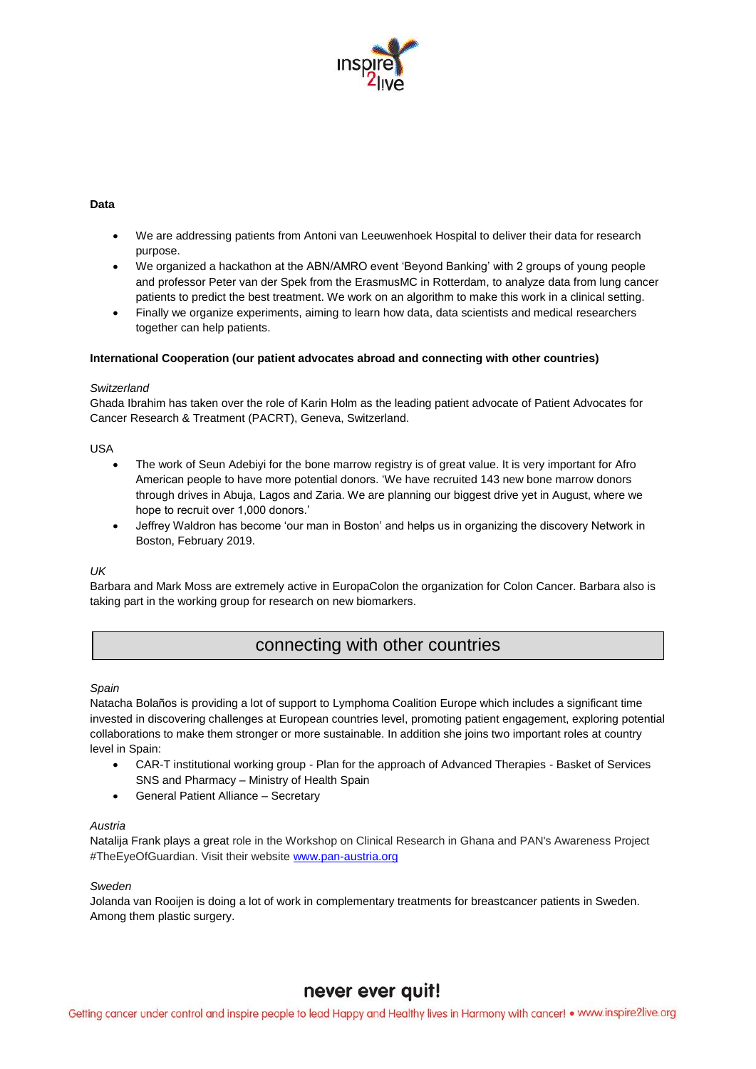**Data**

- We are addressing patients from Antoni van Leeuwenhoek Hospital to deliver their data for research purpose.
- We organized a hackathon at the ABN/AMRO event 'Beyond Banking' with 2 groups of young people and professor Peter van der Spek from the ErasmusMC in Rotterdam, to analyze data from lung cancer patients to predict the best treatment. We work on an algorithm to make this work in a clinical setting.
- Finally we organize experiments, aiming to learn how data, data scientists and medical researchers together can help patients.

**International Cooperation (our patient advocates abroad and connecting with other countries)**

*Switzerland*

Ghada Ibrahim has taken over the role of Karin Holm as the leading patient advocate of Patient Advocates for Cancer Research & Treatment (PACRT), Geneva, Switzerland.

USA

- The work of Seun Adebiyi for the bone marrow registry is of great value. It is very important for Afro American people to have more potential donors. 'We have recruited 143 new bone marrow donors through drives in Abuja, Lagos and Zaria. We are planning our biggest drive yet in August, where we hope to recruit over 1,000 donors.'
- Jeffrey Waldron has become 'our man in Boston' and helps us in organizing the discovery Network in Boston, February 2019.

*UK*

Barbara and Mark Moss are extremely active in EuropaColon the organization for Colon Cancer. Barbara also is taking part in the working group for research on new biomarkers.

## connecting with other countries

*Spain*

Natacha Bolaños is providing a lot of support to Lymphoma Coalition Europe which includes a significant time invested in discovering challenges at European countries level, promoting patient engagement, exploring potential collaborations to make them stronger or more sustainable. In addition she joins two important roles at country level in Spain:

- CAR-T institutional working group - Plan for the approach of Advanced Therapies - Basket of Services SNS and Pharmacy – Ministry of Health Spain
- General Patient Alliance – Secretary

*Austria*

Natalija Frank plays a great role in the Workshop on Clinical Research in Ghana and PAN's Awareness Project #TheEyeOfGuardian. Visit their website [www.pan-austria.org](http://www.pan-austria.org)

*Sweden*

Jolanda van Rooijen is doing a lot of work in complementary treatments for breastcancer patients in Sweden. Among them plastic surgery.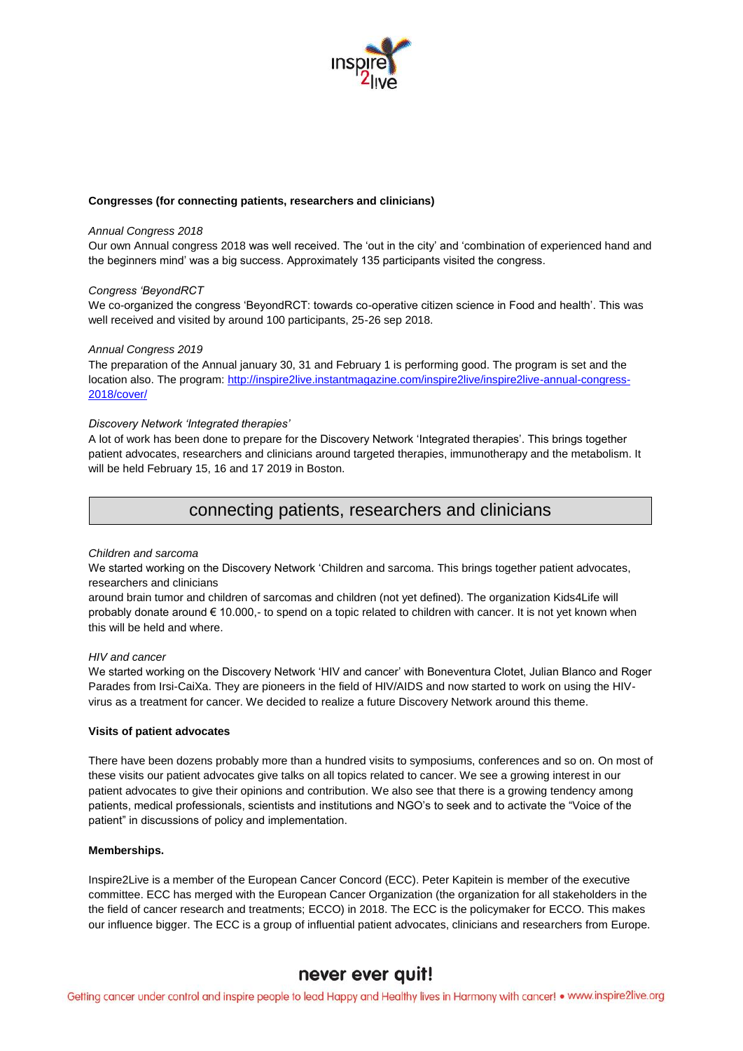**Congresses (for connecting patients, researchers and clinicians)**

*Annual Congress 2018*
Our own Annual congress 2018 was well received. The 'out in the city' and 'combination of experienced hand and the beginners mind' was a big success. Approximately 135 participants visited the congress.

*Congress 'BeyondRCT*
We co-organized the congress 'BeyondRCT: towards co-operative citizen science in Food and health'. This was well received and visited by around 100 participants, 25-26 sep 2018.

*Annual Congress 2019*
The preparation of the Annual january 30, 31 and February 1 is performing good. The program is set and the location also. The program: [http://inspire2live.instantmagazine.com/inspire2live/inspire2live-annual-congress-2018/cover/](http://inspire2live.instantmagazine.com/inspire2live/inspire2live-annual-congress-2018/cover/)

*Discovery Network 'Integrated therapies'*
A lot of work has been done to prepare for the Discovery Network 'Integrated therapies'. This brings together patient advocates, researchers and clinicians around targeted therapies, immunotherapy and the metabolism. It will be held February 15, 16 and 17 2019 in Boston.

## connecting patients, researchers and clinicians

*Children and sarcoma*
We started working on the Discovery Network 'Children and sarcoma. This brings together patient advocates, researchers and clinicians
around brain tumor and children of sarcomas and children (not yet defined). The organization Kids4Life will probably donate around € 10.000,- to spend on a topic related to children with cancer. It is not yet known when this will be held and where.

*HIV and cancer*
We started working on the Discovery Network 'HIV and cancer' with Boneventura Clotet, Julian Blanco and Roger Parades from Irsi-CaiXa. They are pioneers in the field of HIV/AIDS and now started to work on using the HIV-virus as a treatment for cancer. We decided to realize a future Discovery Network around this theme.

**Visits of patient advocates**

There have been dozens probably more than a hundred visits to symposiums, conferences and so on. On most of these visits our patient advocates give talks on all topics related to cancer. We see a growing interest in our patient advocates to give their opinions and contribution. We also see that there is a growing tendency among patients, medical professionals, scientists and institutions and NGO's to seek and to activate the "Voice of the patient" in discussions of policy and implementation.

**Memberships.**

Inspire2Live is a member of the European Cancer Concord (ECC). Peter Kapitein is member of the executive committee. ECC has merged with the European Cancer Organization (the organization for all stakeholders in the the field of cancer research and treatments; ECCO) in 2018. The ECC is the policymaker for ECCO. This makes our influence bigger. The ECC is a group of influential patient advocates, clinicians and researchers from Europe.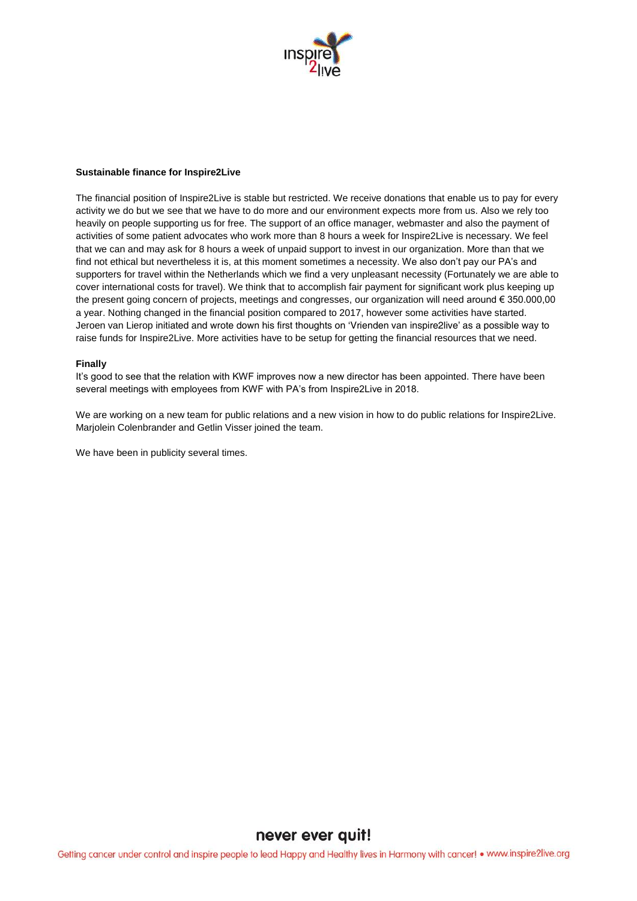**Sustainable finance for Inspire2Live**

The financial position of Inspire2Live is stable but restricted. We receive donations that enable us to pay for every activity we do but we see that we have to do more and our environment expects more from us. Also we rely too heavily on people supporting us for free. The support of an office manager, webmaster and also the payment of activities of some patient advocates who work more than 8 hours a week for Inspire2Live is necessary. We feel that we can and may ask for 8 hours a week of unpaid support to invest in our organization. More than that we find not ethical but nevertheless it is, at this moment sometimes a necessity. We also don't pay our PA's and supporters for travel within the Netherlands which we find a very unpleasant necessity (Fortunately we are able to cover international costs for travel). We think that to accomplish fair payment for significant work plus keeping up the present going concern of projects, meetings and congresses, our organization will need around € 350.000,00 a year. Nothing changed in the financial position compared to 2017, however some activities have started. Jeroen van Lierop initiated and wrote down his first thoughts on 'Vrienden van inspire2live' as a possible way to raise funds for Inspire2Live. More activities have to be setup for getting the financial resources that we need.

**Finally**

It's good to see that the relation with KWF improves now a new director has been appointed. There have been several meetings with employees from KWF with PA's from Inspire2Live in 2018.

We are working on a new team for public relations and a new vision in how to do public relations for Inspire2Live. Marjolein Colenbrander and Getlin Visser joined the team.

We have been in publicity several times.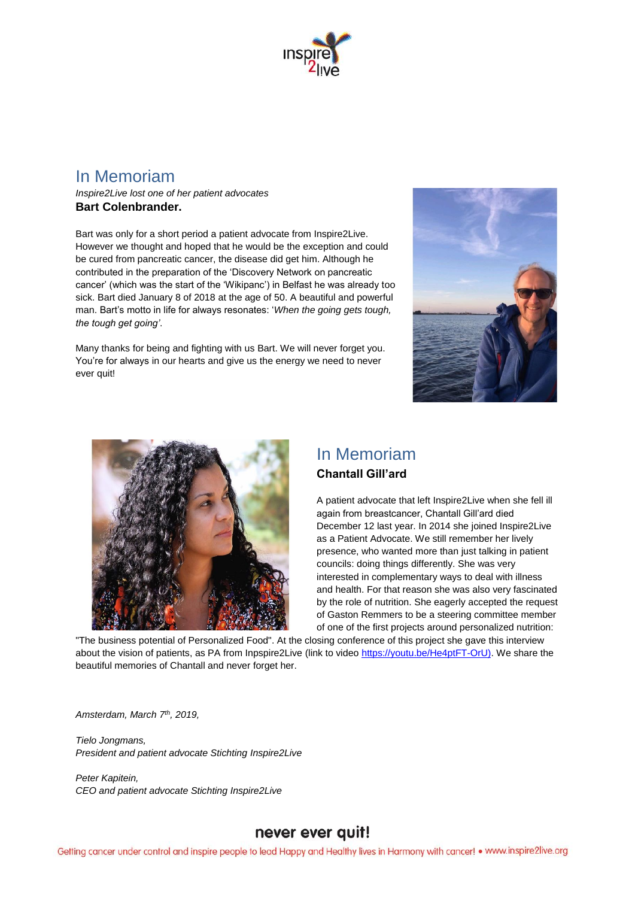# In Memoriam

*Inspire2Live lost one of her patient advocates*

**Bart Colenbrander.**

Bart was only for a short period a patient advocate from Inspire2Live. However we thought and hoped that he would be the exception and could be cured from pancreatic cancer, the disease did get him. Although he contributed in the preparation of the 'Discovery Network on pancreatic cancer' (which was the start of the 'Wikipanc') in Belfast he was already too sick. Bart died January 8 of 2018 at the age of 50. A beautiful and powerful man. Bart's motto in life for always resonates: '*When the going gets tough, the tough get going'*.

Many thanks for being and fighting with us Bart. We will never forget you. You're for always in our hearts and give us the energy we need to never ever quit!

# In Memoriam

**Chantall Gill'ard**

A patient advocate that left Inspire2Live when she fell ill again from breastcancer, Chantall Gill'ard died December 12 last year. In 2014 she joined Inspire2Live as a Patient Advocate. We still remember her lively presence, who wanted more than just talking in patient councils: doing things differently. She was very interested in complementary ways to deal with illness and health. For that reason she was also very fascinated by the role of nutrition. She eagerly accepted the request of Gaston Remmers to be a steering committee member of one of the first projects around personalized nutrition: "The business potential of Personalized Food". At the closing conference of this project she gave this interview about the vision of patients, as PA from Inpspire2Live (link to video https://youtu.be/He4ptFT-OrU). We share the beautiful memories of Chantall and never forget her.

*Amsterdam, March 7th, 2019,*

*Tielo Jongmans,*
*President and patient advocate Stichting Inspire2Live*

*Peter Kapitein,*
*CEO and patient advocate Stichting Inspire2Live*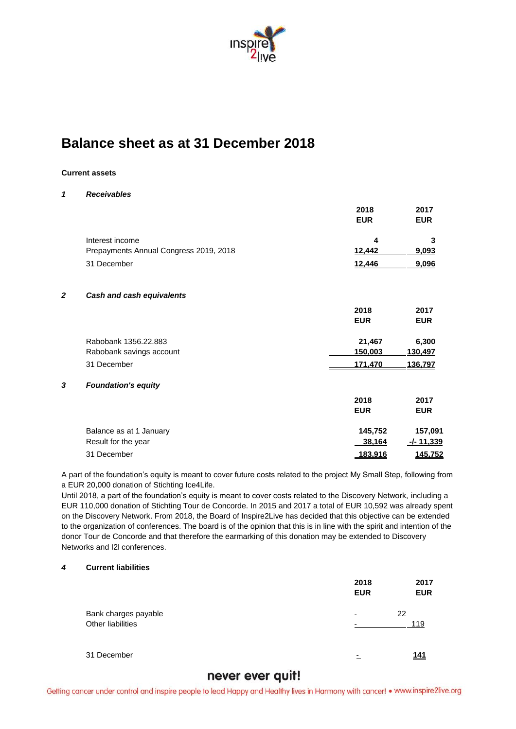# Balance sheet as at 31 December 2018

**Current assets**

***1 Receivables***

| | 2018 EUR | 2017 EUR |
|---|---|---|
| Interest income | 4 | 3 |
| Prepayments Annual Congress 2019, 2018 | 12,442 | 9,093 |
| 31 December | 12,446 | 9,096 |

***2 Cash and cash equivalents***

| | 2018 EUR | 2017 EUR |
|---|---|---|
| Rabobank 1356.22.883 | 21,467 | 6,300 |
| Rabobank savings account | 150,003 | 130,497 |
| 31 December | 171,470 | 136,797 |

***3 Foundation's equity***

| | 2018 EUR | 2017 EUR |
|---|---|---|
| Balance as at 1 January | 145,752 | 157,091 |
| Result for the year | 38,164 | -/- 11,339 |
| 31 December | 183,916 | 145,752 |

A part of the foundation's equity is meant to cover future costs related to the project My Small Step, following from a EUR 20,000 donation of Stichting Ice4Life.
Until 2018, a part of the foundation's equity is meant to cover costs related to the Discovery Network, including a EUR 110,000 donation of Stichting Tour de Concorde. In 2015 and 2017 a total of EUR 10,592 was already spent on the Discovery Network. From 2018, the Board of Inspire2Live has decided that this objective can be extended to the organization of conferences. The board is of the opinion that this is in line with the spirit and intention of the donor Tour de Concorde and that therefore the earmarking of this donation may be extended to Discovery Networks and I2l conferences.

**4 Current liabilities**

| | 2018 EUR | 2017 EUR |
|---|---|---|
| Bank charges payable | - | 22 |
| Other liabilities | - | 119 |
| 31 December | - | 141 |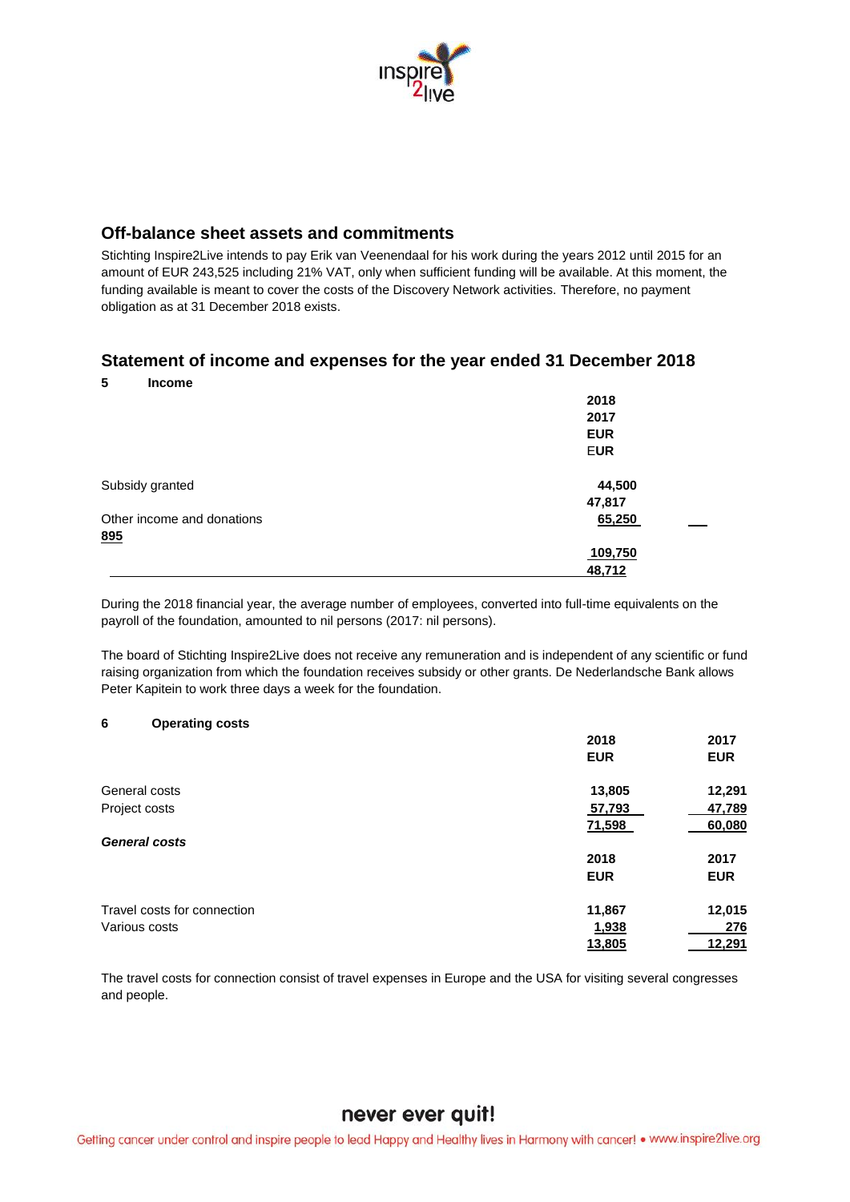## Off-balance sheet assets and commitments

Stichting Inspire2Live intends to pay Erik van Veenendaal for his work during the years 2012 until 2015 for an amount of EUR 243,525 including 21% VAT, only when sufficient funding will be available. At this moment, the funding available is meant to cover the costs of the Discovery Network activities. Therefore, no payment obligation as at 31 December 2018 exists.

## Statement of income and expenses for the year ended 31 December 2018

### 5 Income

| | 2018 | 2017 |
|---|---|---|
| | EUR | EUR |
| Subsidy granted | 44,500 | 47,817 |
| Other income and donations | 65,250 | 895 |
| | 109,750 | 48,712 |

During the 2018 financial year, the average number of employees, converted into full-time equivalents on the payroll of the foundation, amounted to nil persons (2017: nil persons).

The board of Stichting Inspire2Live does not receive any remuneration and is independent of any scientific or fund raising organization from which the foundation receives subsidy or other grants. De Nederlandsche Bank allows Peter Kapitein to work three days a week for the foundation.

### 6 Operating costs

| | 2018 | 2017 |
|---|---|---|
| | EUR | EUR |
| General costs | 13,805 | 12,291 |
| Project costs | 57,793 | 47,789 |
| | 71,598 | 60,080 |

***General costs***

| | 2018 | 2017 |
|---|---|---|
| | EUR | EUR |
| Travel costs for connection | 11,867 | 12,015 |
| Various costs | 1,938 | 276 |
| | 13,805 | 12,291 |

The travel costs for connection consist of travel expenses in Europe and the USA for visiting several congresses and people.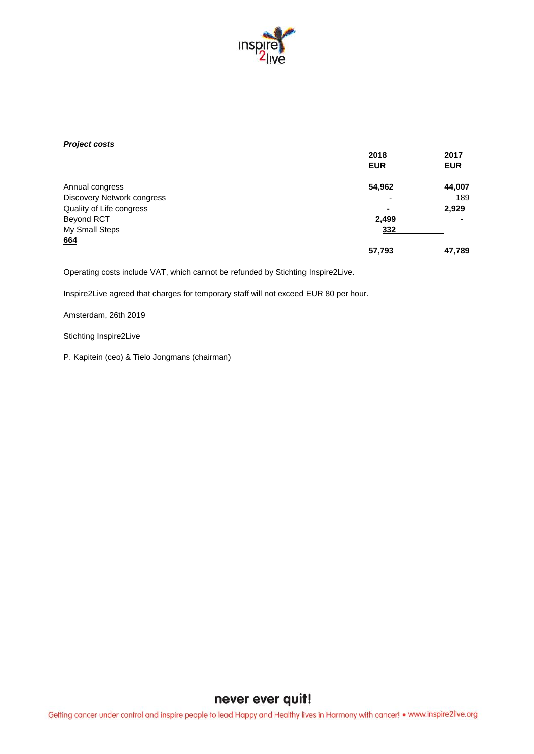***Project costs***

| | 2018<br>EUR | 2017<br>EUR |
|---|---|---|
| Annual congress | **54,962** | **44,007** |
| Discovery Network congress | - | 189 |
| Quality of Life congress | **-** | **2,929** |
| Beyond RCT | **2,499** | **-** |
| My Small Steps | **332** | |
| **664** | | |
| | **57,793** | **47,789** |

Operating costs include VAT, which cannot be refunded by Stichting Inspire2Live.

Inspire2Live agreed that charges for temporary staff will not exceed EUR 80 per hour.

Amsterdam, 26th 2019

Stichting Inspire2Live

P. Kapitein (ceo) & Tielo Jongmans (chairman)